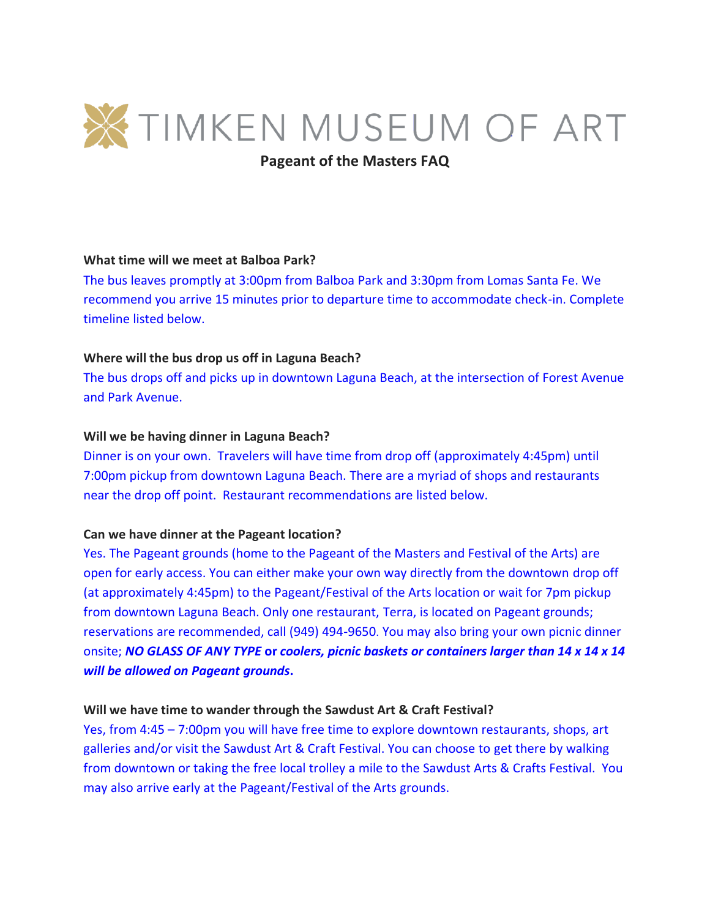# TIMKEN MUSEUM OF ART

## Pageant of the Masters FAQ

**What time will we meet at Balboa Park?**

The bus leaves promptly at 3:00pm from Balboa Park and 3:30pm from Lomas Santa Fe. We recommend you arrive 15 minutes prior to departure time to accommodate check-in. Complete timeline listed below.

**Where will the bus drop us off in Laguna Beach?**

The bus drops off and picks up in downtown Laguna Beach, at the intersection of Forest Avenue and Park Avenue.

**Will we be having dinner in Laguna Beach?**

Dinner is on your own. Travelers will have time from drop off (approximately 4:45pm) until 7:00pm pickup from downtown Laguna Beach. There are a myriad of shops and restaurants near the drop off point. Restaurant recommendations are listed below.

**Can we have dinner at the Pageant location?**

Yes. The Pageant grounds (home to the Pageant of the Masters and Festival of the Arts) are open for early access. You can either make your own way directly from the downtown drop off (at approximately 4:45pm) to the Pageant/Festival of the Arts location or wait for 7pm pickup from downtown Laguna Beach. Only one restaurant, Terra, is located on Pageant grounds; reservations are recommended, call (949) 494-9650. You may also bring your own picnic dinner onsite; ***NO GLASS OF ANY TYPE*** **or** ***coolers, picnic baskets or containers larger than 14 x 14 x 14 will be allowed on Pageant grounds*****.**

**Will we have time to wander through the Sawdust Art & Craft Festival?**

Yes, from 4:45 – 7:00pm you will have free time to explore downtown restaurants, shops, art galleries and/or visit the Sawdust Art & Craft Festival. You can choose to get there by walking from downtown or taking the free local trolley a mile to the Sawdust Arts & Crafts Festival. You may also arrive early at the Pageant/Festival of the Arts grounds.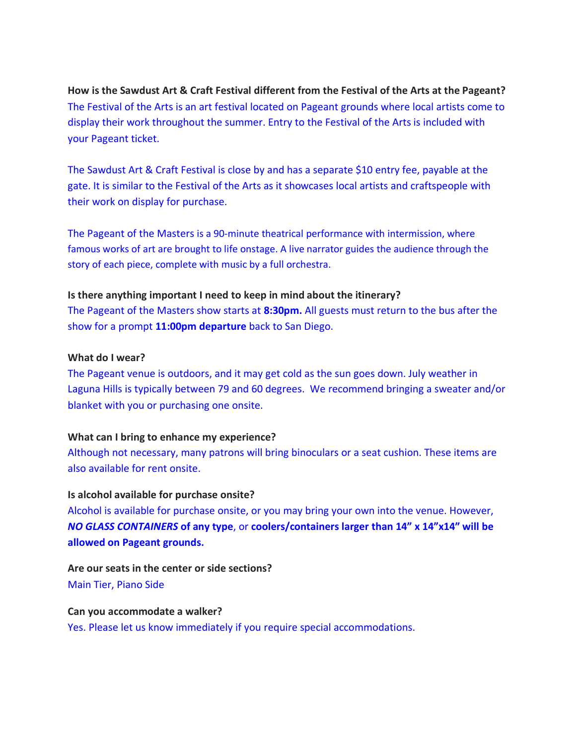**How is the Sawdust Art & Craft Festival different from the Festival of the Arts at the Pageant?**

The Festival of the Arts is an art festival located on Pageant grounds where local artists come to display their work throughout the summer. Entry to the Festival of the Arts is included with your Pageant ticket.

The Sawdust Art & Craft Festival is close by and has a separate $10 entry fee, payable at the gate. It is similar to the Festival of the Arts as it showcases local artists and craftspeople with their work on display for purchase.

The Pageant of the Masters is a 90-minute theatrical performance with intermission, where famous works of art are brought to life onstage. A live narrator guides the audience through the story of each piece, complete with music by a full orchestra.

**Is there anything important I need to keep in mind about the itinerary?**

The Pageant of the Masters show starts at **8:30pm.** All guests must return to the bus after the show for a prompt **11:00pm departure** back to San Diego.

**What do I wear?**

The Pageant venue is outdoors, and it may get cold as the sun goes down. July weather in Laguna Hills is typically between 79 and 60 degrees. We recommend bringing a sweater and/or blanket with you or purchasing one onsite.

**What can I bring to enhance my experience?**

Although not necessary, many patrons will bring binoculars or a seat cushion. These items are also available for rent onsite.

**Is alcohol available for purchase onsite?**

Alcohol is available for purchase onsite, or you may bring your own into the venue. However, ***NO GLASS CONTAINERS* of any type**, or **coolers/containers larger than 14" x 14"x14" will be allowed on Pageant grounds.**

**Are our seats in the center or side sections?**

Main Tier, Piano Side

**Can you accommodate a walker?**

Yes. Please let us know immediately if you require special accommodations.